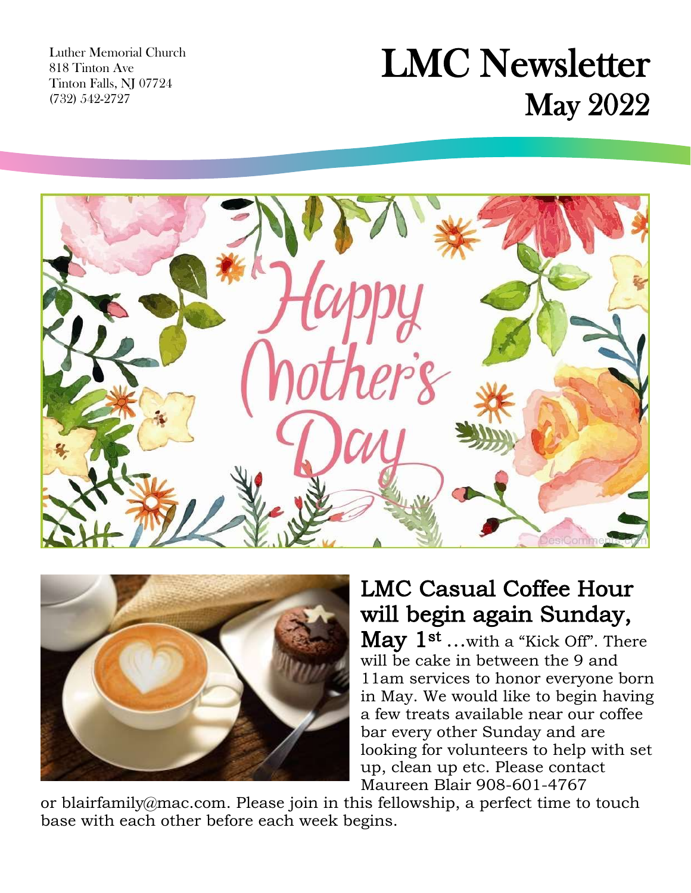Luther Memorial Church
818 Tinton Ave
Tinton Falls, NJ 07724
(732) 542-2727

# LMC Newsletter
## May 2022

Happy Mother's Day

## LMC Casual Coffee Hour will begin again Sunday, May 1st

…with a "Kick Off". There will be cake in between the 9 and 11am services to honor everyone born in May. We would like to begin having a few treats available near our coffee bar every other Sunday and are looking for volunteers to help with set up, clean up etc. Please contact Maureen Blair 908-601-4767 or blairfamily@mac.com. Please join in this fellowship, a perfect time to touch base with each other before each week begins.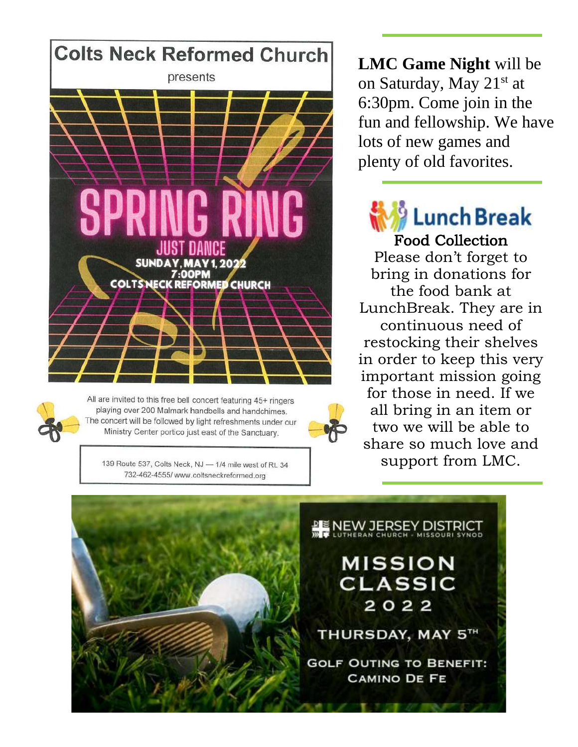## Colts Neck Reformed Church

presents

# SPRING RING

JUST DANCE

SUNDAY, MAY 1, 2022

7:00PM

COLTS NECK REFORMED CHURCH

All are invited to this free bell concert featuring 45+ ringers playing over 200 Malmark handbells and handchimes. The concert will be followed by light refreshments under our Ministry Center portico just east of the Sanctuary.

139 Route 537, Colts Neck, NJ — 1/4 mile west of Rt. 34
732-462-4555/ www.coltsneckreformed.org

---

**LMC Game Night** will be on Saturday, May 21st at 6:30pm. Come join in the fun and fellowship. We have lots of new games and plenty of old favorites.

---

## LunchBreak

### Food Collection

Please don't forget to bring in donations for the food bank at LunchBreak. They are in continuous need of restocking their shelves in order to keep this very important mission going for those in need. If we all bring in an item or two we will be able to share so much love and support from LMC.

---

NEW JERSEY DISTRICT
LUTHERAN CHURCH - MISSOURI SYNOD

## MISSION CLASSIC 2022

THURSDAY, MAY 5TH

GOLF OUTING TO BENEFIT: CAMINO DE FE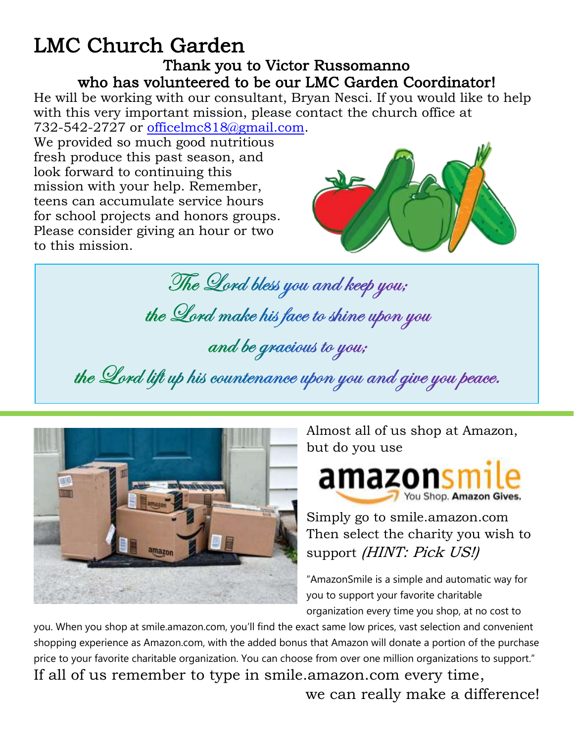# LMC Church Garden

**Thank you to Victor Russomanno who has volunteered to be our LMC Garden Coordinator!**

He will be working with our consultant, Bryan Nesci. If you would like to help with this very important mission, please contact the church office at 732-542-2727 or [officelmc818@gmail.com](mailto:officelmc818@gmail.com).

We provided so much good nutritious fresh produce this past season, and look forward to continuing this mission with your help. Remember, teens can accumulate service hours for school projects and honors groups. Please consider giving an hour or two to this mission.

*The Lord bless you and keep you;*
*the Lord make his face to shine upon you*
*and be gracious to you;*
*the Lord lift up his countenance upon you and give you peace.*

---

Almost all of us shop at Amazon, but do you use

**amazonsmile** You Shop. **Amazon Gives.**

Simply go to smile.amazon.com Then select the charity you wish to support *(HINT: Pick US!)*

"AmazonSmile is a simple and automatic way for you to support your favorite charitable organization every time you shop, at no cost to you. When you shop at smile.amazon.com, you'll find the exact same low prices, vast selection and convenient shopping experience as Amazon.com, with the added bonus that Amazon will donate a portion of the purchase price to your favorite charitable organization. You can choose from over one million organizations to support."

If all of us remember to type in smile.amazon.com every time, we can really make a difference!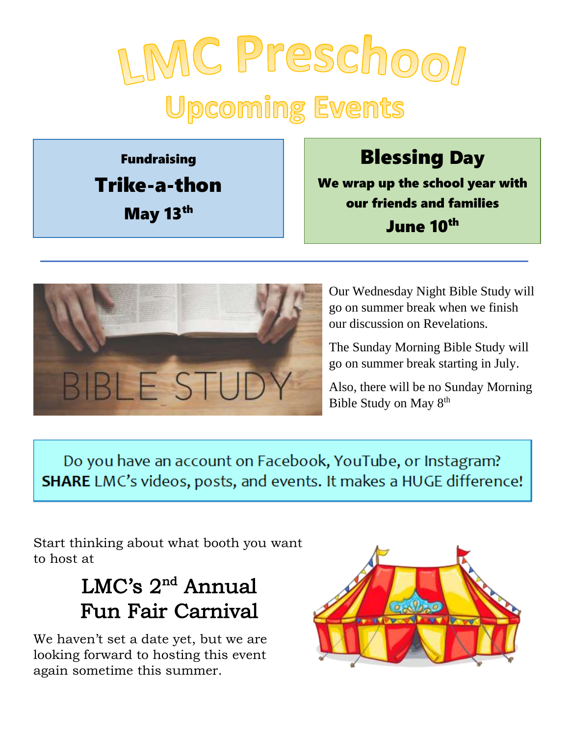# LMC Preschool

## Upcoming Events

**Fundraising**

**Trike-a-thon**

**May 13th**

**Blessing Day**

**We wrap up the school year with our friends and families**

**June 10th**

---

Our Wednesday Night Bible Study will go on summer break when we finish our discussion on Revelations.

The Sunday Morning Bible Study will go on summer break starting in July.

Also, there will be no Sunday Morning Bible Study on May 8th

Do you have an account on Facebook, YouTube, or Instagram? **SHARE** LMC's videos, posts, and events. It makes a HUGE difference!

Start thinking about what booth you want to host at

## LMC's 2nd Annual Fun Fair Carnival

We haven't set a date yet, but we are looking forward to hosting this event again sometime this summer.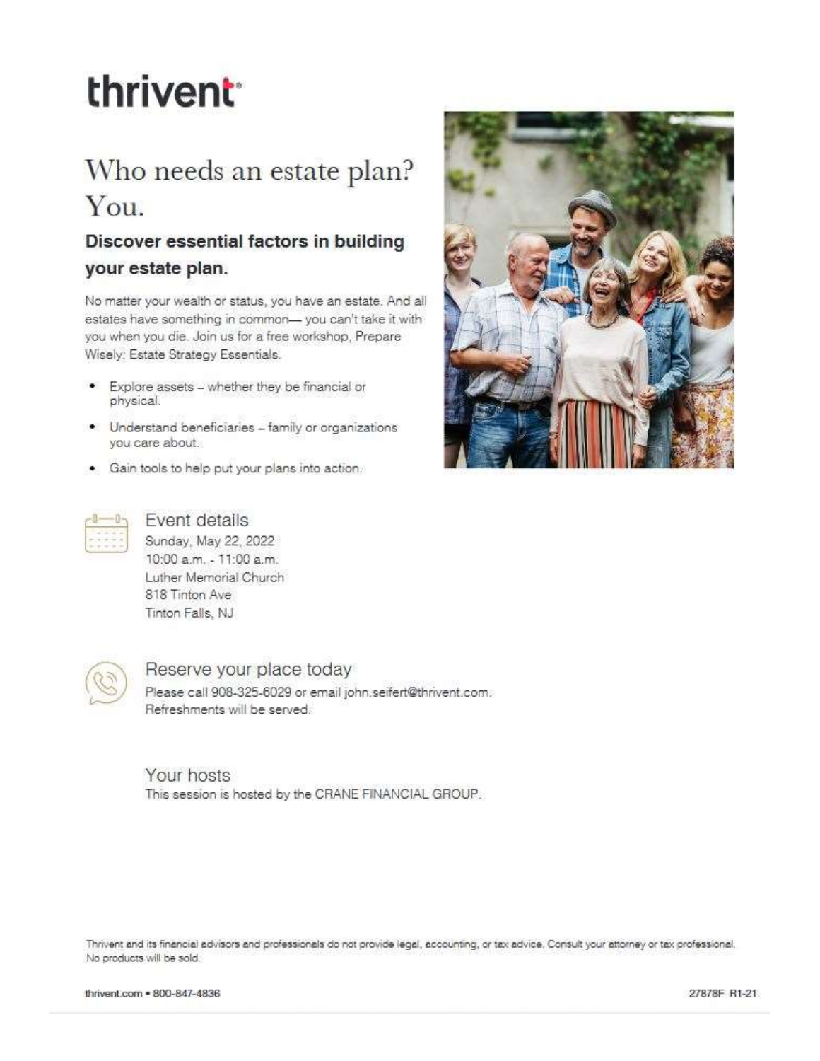# thrivent

## Who needs an estate plan? You.

### Discover essential factors in building your estate plan.

No matter your wealth or status, you have an estate. And all estates have something in common— you can't take it with you when you die. Join us for a free workshop, Prepare Wisely: Estate Strategy Essentials.

- Explore assets – whether they be financial or physical.
- Understand beneficiaries – family or organizations you care about.
- Gain tools to help put your plans into action.

### Event details

Sunday, May 22, 2022
10:00 a.m. - 11:00 a.m.
Luther Memorial Church
818 Tinton Ave
Tinton Falls, NJ

### Reserve your place today

Please call 908-325-6029 or email john.seifert@thrivent.com.
Refreshments will be served.

### Your hosts

This session is hosted by the CRANE FINANCIAL GROUP.

Thrivent and its financial advisors and professionals do not provide legal, accounting, or tax advice. Consult your attorney or tax professional. No products will be sold.

thrivent.com • 800-847-4836

27878F R1-21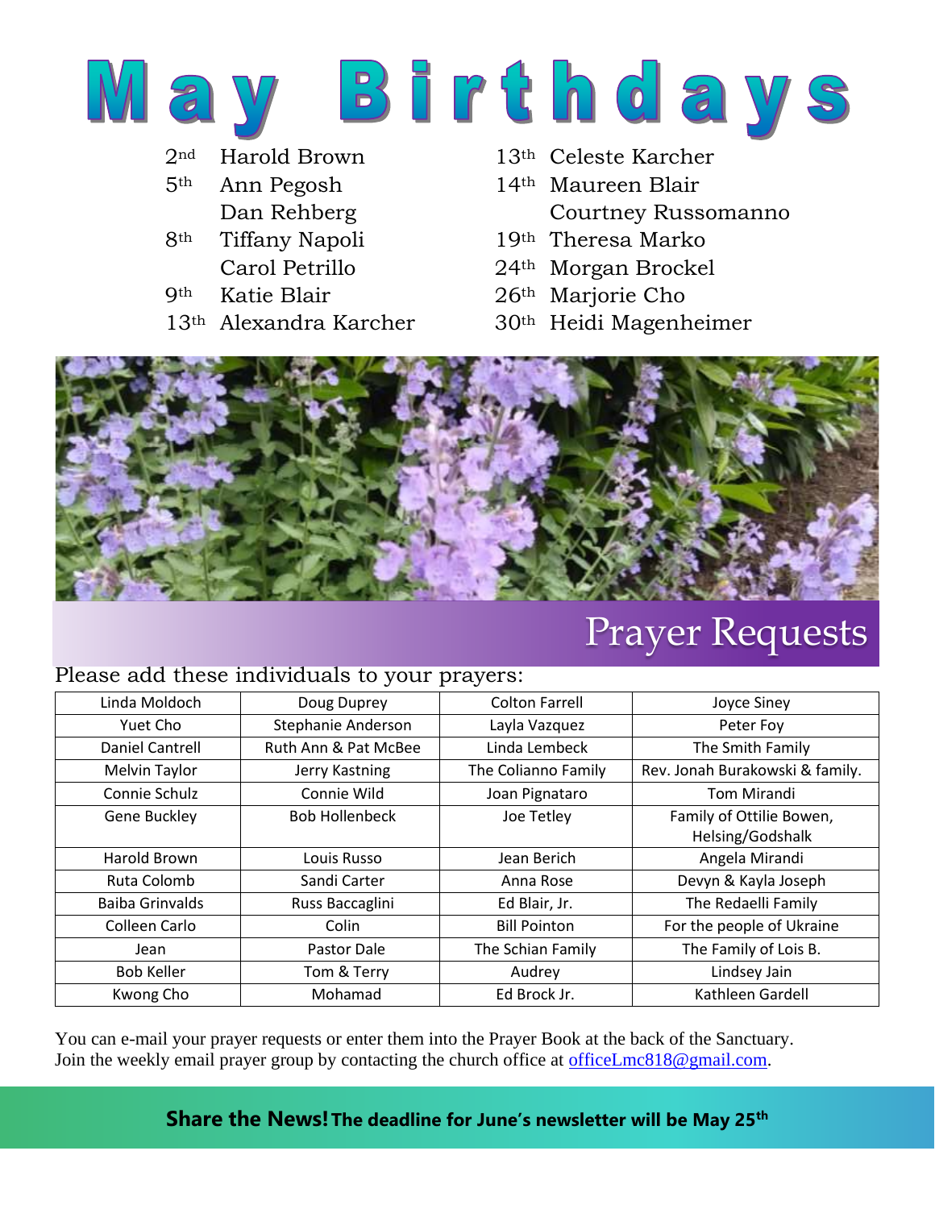# May Birthdays

2nd Harold Brown
5th Ann Pegosh
Dan Rehberg
8th Tiffany Napoli
Carol Petrillo
9th Katie Blair
13th Alexandra Karcher
13th Celeste Karcher
14th Maureen Blair
Courtney Russomanno
19th Theresa Marko
24th Morgan Brockel
26th Marjorie Cho
30th Heidi Magenheimer

# Prayer Requests

Please add these individuals to your prayers:

| | | | |
|---|---|---|---|
| Linda Moldoch | Doug Duprey | Colton Farrell | Joyce Siney |
| Yuet Cho | Stephanie Anderson | Layla Vazquez | Peter Foy |
| Daniel Cantrell | Ruth Ann & Pat McBee | Linda Lembeck | The Smith Family |
| Melvin Taylor | Jerry Kastning | The Colianno Family | Rev. Jonah Burakowski & family. |
| Connie Schulz | Connie Wild | Joan Pignataro | Tom Mirandi |
| Gene Buckley | Bob Hollenbeck | Joe Tetley | Family of Ottilie Bowen, Helsing/Godshalk |
| Harold Brown | Louis Russo | Jean Berich | Angela Mirandi |
| Ruta Colomb | Sandi Carter | Anna Rose | Devyn & Kayla Joseph |
| Baiba Grinvalds | Russ Baccaglini | Ed Blair, Jr. | The Redaelli Family |
| Colleen Carlo | Colin | Bill Pointon | For the people of Ukraine |
| Jean | Pastor Dale | The Schian Family | The Family of Lois B. |
| Bob Keller | Tom & Terry | Audrey | Lindsey Jain |
| Kwong Cho | Mohamad | Ed Brock Jr. | Kathleen Gardell |

You can e-mail your prayer requests or enter them into the Prayer Book at the back of the Sanctuary. Join the weekly email prayer group by contacting the church office at officeLmc818@gmail.com.

**Share the News! The deadline for June's newsletter will be May 25th**